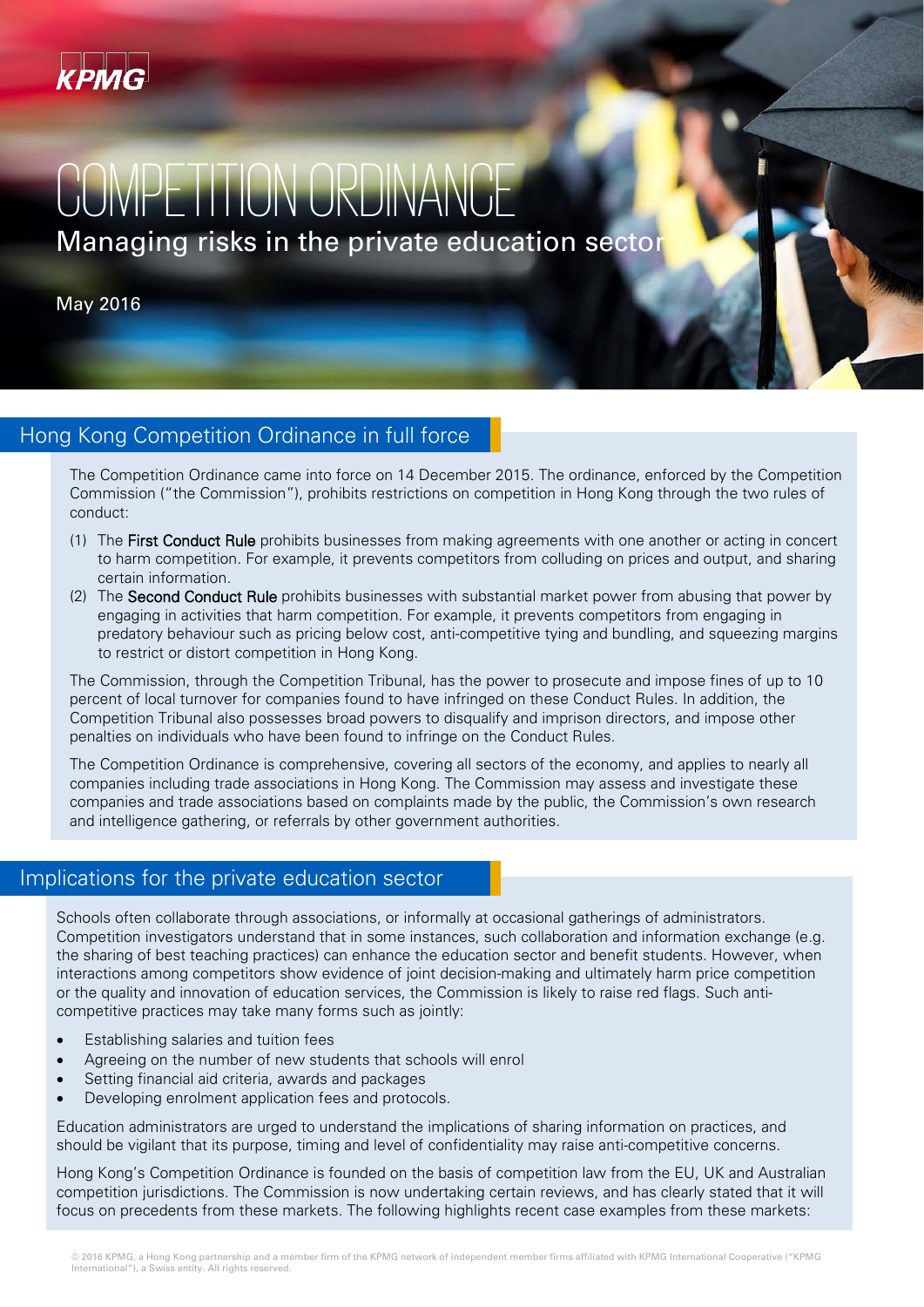KPMG

# COMPETITION ORDINANCE

## Managing risks in the private education sector

May 2016

## Hong Kong Competition Ordinance in full force

The Competition Ordinance came into force on 14 December 2015. The ordinance, enforced by the Competition Commission ("the Commission"), prohibits restrictions on competition in Hong Kong through the two rules of conduct:

(1) The **First Conduct Rule** prohibits businesses from making agreements with one another or acting in concert to harm competition. For example, it prevents competitors from colluding on prices and output, and sharing certain information.

(2) The **Second Conduct Rule** prohibits businesses with substantial market power from abusing that power by engaging in activities that harm competition. For example, it prevents competitors from engaging in predatory behaviour such as pricing below cost, anti-competitive tying and bundling, and squeezing margins to restrict or distort competition in Hong Kong.

The Commission, through the Competition Tribunal, has the power to prosecute and impose fines of up to 10 percent of local turnover for companies found to have infringed on these Conduct Rules. In addition, the Competition Tribunal also possesses broad powers to disqualify and imprison directors, and impose other penalties on individuals who have been found to infringe on the Conduct Rules.

The Competition Ordinance is comprehensive, covering all sectors of the economy, and applies to nearly all companies including trade associations in Hong Kong. The Commission may assess and investigate these companies and trade associations based on complaints made by the public, the Commission's own research and intelligence gathering, or referrals by other government authorities.

## Implications for the private education sector

Schools often collaborate through associations, or informally at occasional gatherings of administrators. Competition investigators understand that in some instances, such collaboration and information exchange (e.g. the sharing of best teaching practices) can enhance the education sector and benefit students. However, when interactions among competitors show evidence of joint decision-making and ultimately harm price competition or the quality and innovation of education services, the Commission is likely to raise red flags. Such anti-competitive practices may take many forms such as jointly:

- Establishing salaries and tuition fees
- Agreeing on the number of new students that schools will enrol
- Setting financial aid criteria, awards and packages
- Developing enrolment application fees and protocols.

Education administrators are urged to understand the implications of sharing information on practices, and should be vigilant that its purpose, timing and level of confidentiality may raise anti-competitive concerns.

Hong Kong's Competition Ordinance is founded on the basis of competition law from the EU, UK and Australian competition jurisdictions. The Commission is now undertaking certain reviews, and has clearly stated that it will focus on precedents from these markets. The following highlights recent case examples from these markets:

© 2016 KPMG, a Hong Kong partnership and a member firm of the KPMG network of independent member firms affiliated with KPMG International Cooperative ("KPMG International"), a Swiss entity. All rights reserved.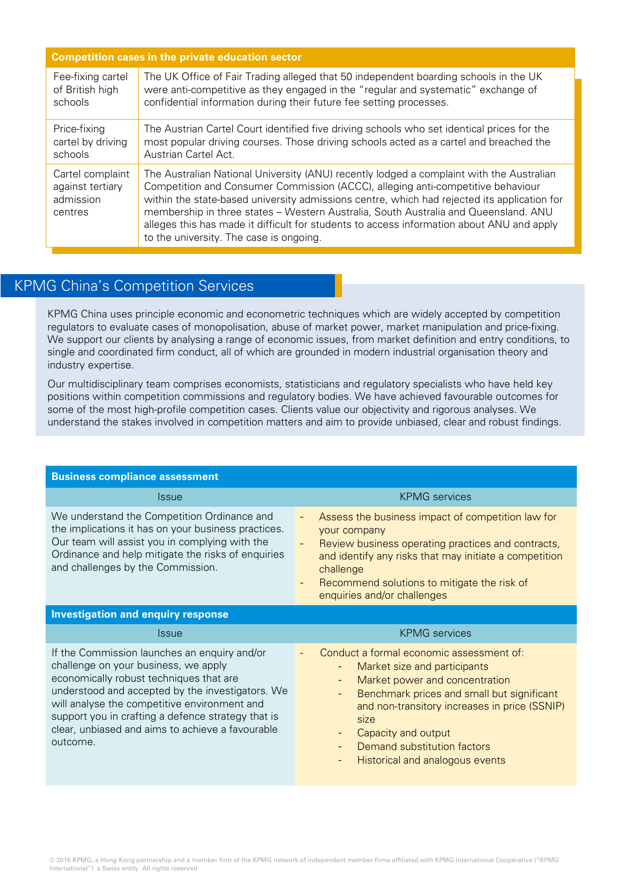| Competition cases in the private education sector | |
|---|---|
| Fee-fixing cartel of British high schools | The UK Office of Fair Trading alleged that 50 independent boarding schools in the UK were anti-competitive as they engaged in the "regular and systematic" exchange of confidential information during their future fee setting processes. |
| Price-fixing cartel by driving schools | The Austrian Cartel Court identified five driving schools who set identical prices for the most popular driving courses. Those driving schools acted as a cartel and breached the Austrian Cartel Act. |
| Cartel complaint against tertiary admission centres | The Australian National University (ANU) recently lodged a complaint with the Australian Competition and Consumer Commission (ACCC), alleging anti-competitive behaviour within the state-based university admissions centre, which had rejected its application for membership in three states – Western Australia, South Australia and Queensland. ANU alleges this has made it difficult for students to access information about ANU and apply to the university. The case is ongoing. |

## KPMG China's Competition Services

KPMG China uses principle economic and econometric techniques which are widely accepted by competition regulators to evaluate cases of monopolisation, abuse of market power, market manipulation and price-fixing. We support our clients by analysing a range of economic issues, from market definition and entry conditions, to single and coordinated firm conduct, all of which are grounded in modern industrial organisation theory and industry expertise.

Our multidisciplinary team comprises economists, statisticians and regulatory specialists who have held key positions within competition commissions and regulatory bodies. We have achieved favourable outcomes for some of the most high-profile competition cases. Clients value our objectivity and rigorous analyses. We understand the stakes involved in competition matters and aim to provide unbiased, clear and robust findings.

**Business compliance assessment**

| Issue | KPMG services |
|---|---|
| We understand the Competition Ordinance and the implications it has on your business practices. Our team will assist you in complying with the Ordinance and help mitigate the risks of enquiries and challenges by the Commission. | - Assess the business impact of competition law for your company<br>- Review business operating practices and contracts, and identify any risks that may initiate a competition challenge<br>- Recommend solutions to mitigate the risk of enquiries and/or challenges |

**Investigation and enquiry response**

| Issue | KPMG services |
|---|---|
| If the Commission launches an enquiry and/or challenge on your business, we apply economically robust techniques that are understood and accepted by the investigators. We will analyse the competitive environment and support you in crafting a defence strategy that is clear, unbiased and aims to achieve a favourable outcome. | - Conduct a formal economic assessment of:<br>&nbsp;&nbsp;- Market size and participants<br>&nbsp;&nbsp;- Market power and concentration<br>&nbsp;&nbsp;- Benchmark prices and small but significant and non-transitory increases in price (SSNIP) size<br>&nbsp;&nbsp;- Capacity and output<br>&nbsp;&nbsp;- Demand substitution factors<br>&nbsp;&nbsp;- Historical and analogous events |

© 2016 KPMG, a Hong Kong partnership and a member firm of the KPMG network of independent member firms affiliated with KPMG International Cooperative ("KPMG International") a Swiss entity. All rights reserved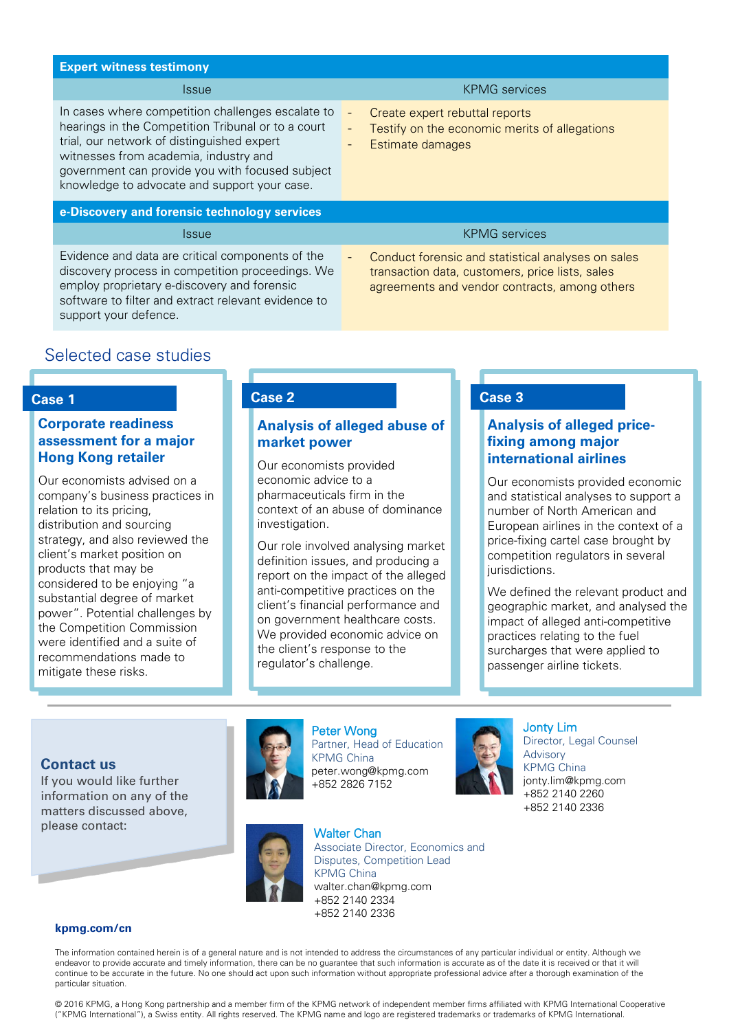**Expert witness testimony**

| Issue | KPMG services |
|---|---|
| In cases where competition challenges escalate to hearings in the Competition Tribunal or to a court trial, our network of distinguished expert witnesses from academia, industry and government can provide you with focused subject knowledge to advocate and support your case. | - Create expert rebuttal reports<br>- Testify on the economic merits of allegations<br>- Estimate damages |

**e-Discovery and forensic technology services**

| Issue | KPMG services |
|---|---|
| Evidence and data are critical components of the discovery process in competition proceedings. We employ proprietary e-discovery and forensic software to filter and extract relevant evidence to support your defence. | - Conduct forensic and statistical analyses on sales transaction data, customers, price lists, sales agreements and vendor contracts, among others |

## Selected case studies

### Case 1

**Corporate readiness assessment for a major Hong Kong retailer**

Our economists advised on a company's business practices in relation to its pricing, distribution and sourcing strategy, and also reviewed the client's market position on products that may be considered to be enjoying "a substantial degree of market power". Potential challenges by the Competition Commission were identified and a suite of recommendations made to mitigate these risks.

### Case 2

**Analysis of alleged abuse of market power**

Our economists provided economic advice to a pharmaceuticals firm in the context of an abuse of dominance investigation.

Our role involved analysing market definition issues, and producing a report on the impact of the alleged anti-competitive practices on the client's financial performance and on government healthcare costs. We provided economic advice on the client's response to the regulator's challenge.

### Case 3

**Analysis of alleged price-fixing among major international airlines**

Our economists provided economic and statistical analyses to support a number of North American and European airlines in the context of a price-fixing cartel case brought by competition regulators in several jurisdictions.

We defined the relevant product and geographic market, and analysed the impact of alleged anti-competitive practices relating to the fuel surcharges that were applied to passenger airline tickets.

## Contact us

If you would like further information on any of the matters discussed above, please contact:

**Peter Wong**
Partner, Head of Education
KPMG China
peter.wong@kpmg.com
+852 2826 7152

**Jonty Lim**
Director, Legal Counsel Advisory
KPMG China
jonty.lim@kpmg.com
+852 2140 2260
+852 2140 2336

**Walter Chan**
Associate Director, Economics and Disputes, Competition Lead
KPMG China
walter.chan@kpmg.com
+852 2140 2334
+852 2140 2336

**kpmg.com/cn**

The information contained herein is of a general nature and is not intended to address the circumstances of any particular individual or entity. Although we endeavor to provide accurate and timely information, there can be no guarantee that such information is accurate as of the date it is received or that it will continue to be accurate in the future. No one should act upon such information without appropriate professional advice after a thorough examination of the particular situation.

© 2016 KPMG, a Hong Kong partnership and a member firm of the KPMG network of independent member firms affiliated with KPMG International Cooperative ("KPMG International"), a Swiss entity. All rights reserved. The KPMG name and logo are registered trademarks or trademarks of KPMG International.